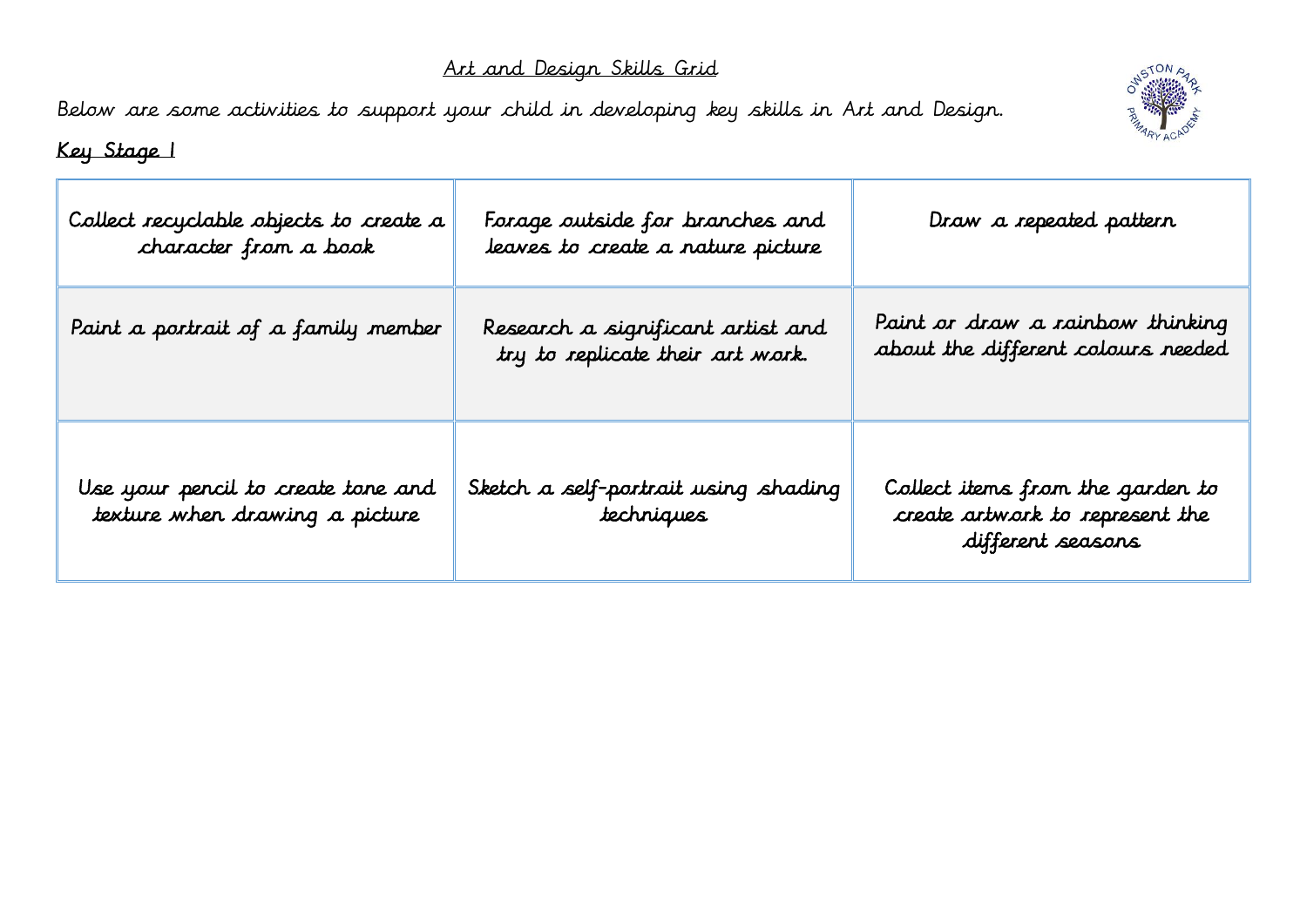# Art and Design Skills Grid

Below are some activities to support your child in developing key skills in Art and Design.

## Key Stage 1

| | | |
|---|---|---|
| Collect recyclable objects to create a character from a book | Forage outside for branches and leaves to create a nature picture | Draw a repeated pattern |
| Paint a portrait of a family member | Research a significant artist and try to replicate their art work. | Paint or draw a rainbow thinking about the different colours needed |
| Use your pencil to create tone and texture when drawing a picture | Sketch a self-portrait using shading techniques | Collect items from the garden to create artwork to represent the different seasons |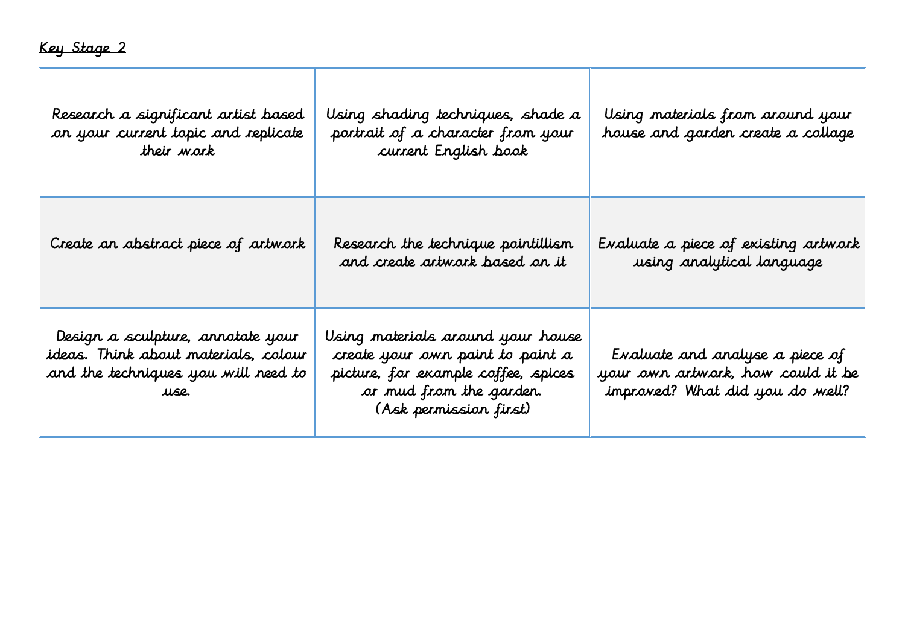Key Stage 2

| | | |
|---|---|---|
| Research a significant artist based on your current topic and replicate their work | Using shading techniques, shade a portrait of a character from your current English book | Using materials from around your house and garden create a collage |
| Create an abstract piece of artwork | Research the technique pointillism and create artwork based on it | Evaluate a piece of existing artwork using analytical language |
| Design a sculpture, annotate your ideas. Think about materials, colour and the techniques you will need to use. | Using materials around your house create your own paint to paint a picture, for example coffee, spices or mud from the garden. (Ask permission first) | Evaluate and analyse a piece of your own artwork, how could it be improved? What did you do well? |